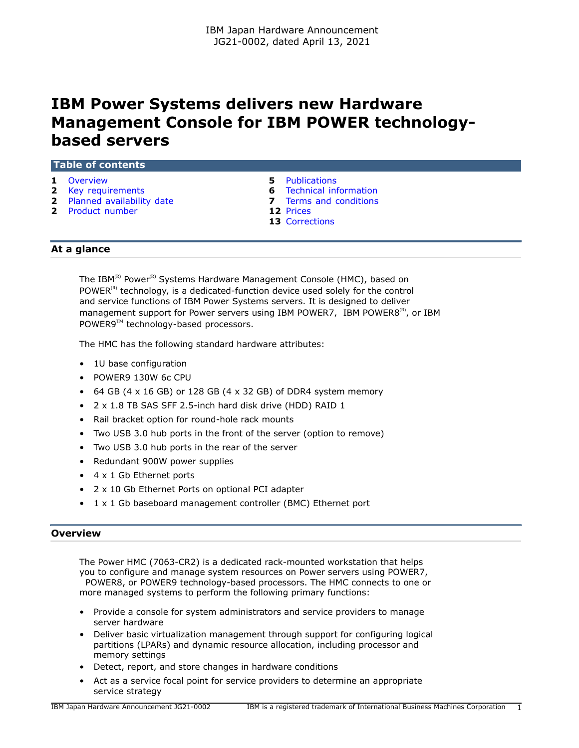IBM Japan Hardware Announcement
JG21-0002, dated April 13, 2021

# IBM Power Systems delivers new Hardware Management Console for IBM POWER technology-based servers

## Table of contents

- **1** Overview
- **2** Key requirements
- **2** Planned availability date
- **2** Product number
- **5** Publications
- **6** Technical information
- **7** Terms and conditions
- **12** Prices
- **13** Corrections

## At a glance

The IBM(R) Power(R) Systems Hardware Management Console (HMC), based on POWER(R) technology, is a dedicated-function device used solely for the control and service functions of IBM Power Systems servers. It is designed to deliver management support for Power servers using IBM POWER7, IBM POWER8(R), or IBM POWER9(TM) technology-based processors.

The HMC has the following standard hardware attributes:

- 1U base configuration
- POWER9 130W 6c CPU
- 64 GB (4 x 16 GB) or 128 GB (4 x 32 GB) of DDR4 system memory
- 2 x 1.8 TB SAS SFF 2.5-inch hard disk drive (HDD) RAID 1
- Rail bracket option for round-hole rack mounts
- Two USB 3.0 hub ports in the front of the server (option to remove)
- Two USB 3.0 hub ports in the rear of the server
- Redundant 900W power supplies
- 4 x 1 Gb Ethernet ports
- 2 x 10 Gb Ethernet Ports on optional PCI adapter
- 1 x 1 Gb baseboard management controller (BMC) Ethernet port

## Overview

The Power HMC (7063-CR2) is a dedicated rack-mounted workstation that helps you to configure and manage system resources on Power servers using POWER7, POWER8, or POWER9 technology-based processors. The HMC connects to one or more managed systems to perform the following primary functions:

- Provide a console for system administrators and service providers to manage server hardware
- Deliver basic virtualization management through support for configuring logical partitions (LPARs) and dynamic resource allocation, including processor and memory settings
- Detect, report, and store changes in hardware conditions
- Act as a service focal point for service providers to determine an appropriate service strategy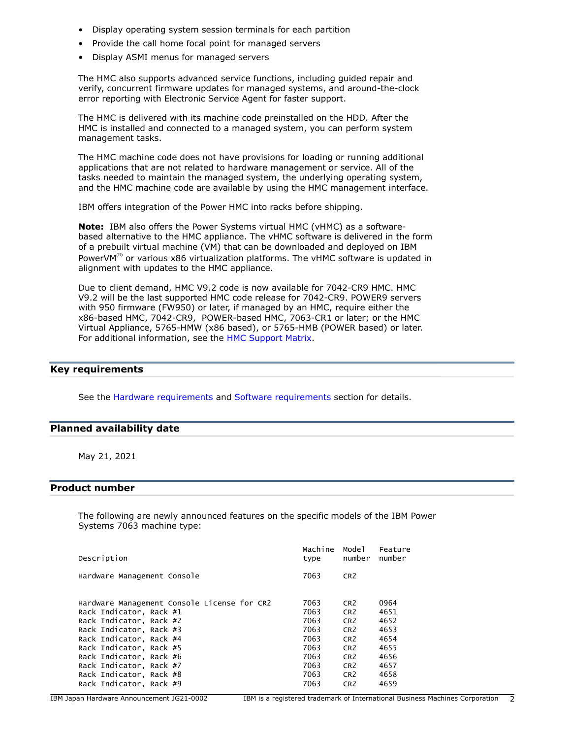- Display operating system session terminals for each partition
- Provide the call home focal point for managed servers
- Display ASMI menus for managed servers

The HMC also supports advanced service functions, including guided repair and verify, concurrent firmware updates for managed systems, and around-the-clock error reporting with Electronic Service Agent for faster support.

The HMC is delivered with its machine code preinstalled on the HDD. After the HMC is installed and connected to a managed system, you can perform system management tasks.

The HMC machine code does not have provisions for loading or running additional applications that are not related to hardware management or service. All of the tasks needed to maintain the managed system, the underlying operating system, and the HMC machine code are available by using the HMC management interface.

IBM offers integration of the Power HMC into racks before shipping.

**Note:** IBM also offers the Power Systems virtual HMC (vHMC) as a software-based alternative to the HMC appliance. The vHMC software is delivered in the form of a prebuilt virtual machine (VM) that can be downloaded and deployed on IBM PowerVM(R) or various x86 virtualization platforms. The vHMC software is updated in alignment with updates to the HMC appliance.

Due to client demand, HMC V9.2 code is now available for 7042-CR9 HMC. HMC V9.2 will be the last supported HMC code release for 7042-CR9. POWER9 servers with 950 firmware (FW950) or later, if managed by an HMC, require either the x86-based HMC, 7042-CR9, POWER-based HMC, 7063-CR1 or later; or the HMC Virtual Appliance, 5765-HMW (x86 based), or 5765-HMB (POWER based) or later. For additional information, see the HMC Support Matrix.

## Key requirements

See the Hardware requirements and Software requirements section for details.

## Planned availability date

May 21, 2021

## Product number

The following are newly announced features on the specific models of the IBM Power Systems 7063 machine type:

| Description | Machine type | Model number | Feature number |
|---|---|---|---|
| Hardware Management Console | 7063 | CR2 | |
| Hardware Management Console License for CR2 | 7063 | CR2 | 0964 |
| Rack Indicator, Rack #1 | 7063 | CR2 | 4651 |
| Rack Indicator, Rack #2 | 7063 | CR2 | 4652 |
| Rack Indicator, Rack #3 | 7063 | CR2 | 4653 |
| Rack Indicator, Rack #4 | 7063 | CR2 | 4654 |
| Rack Indicator, Rack #5 | 7063 | CR2 | 4655 |
| Rack Indicator, Rack #6 | 7063 | CR2 | 4656 |
| Rack Indicator, Rack #7 | 7063 | CR2 | 4657 |
| Rack Indicator, Rack #8 | 7063 | CR2 | 4658 |
| Rack Indicator, Rack #9 | 7063 | CR2 | 4659 |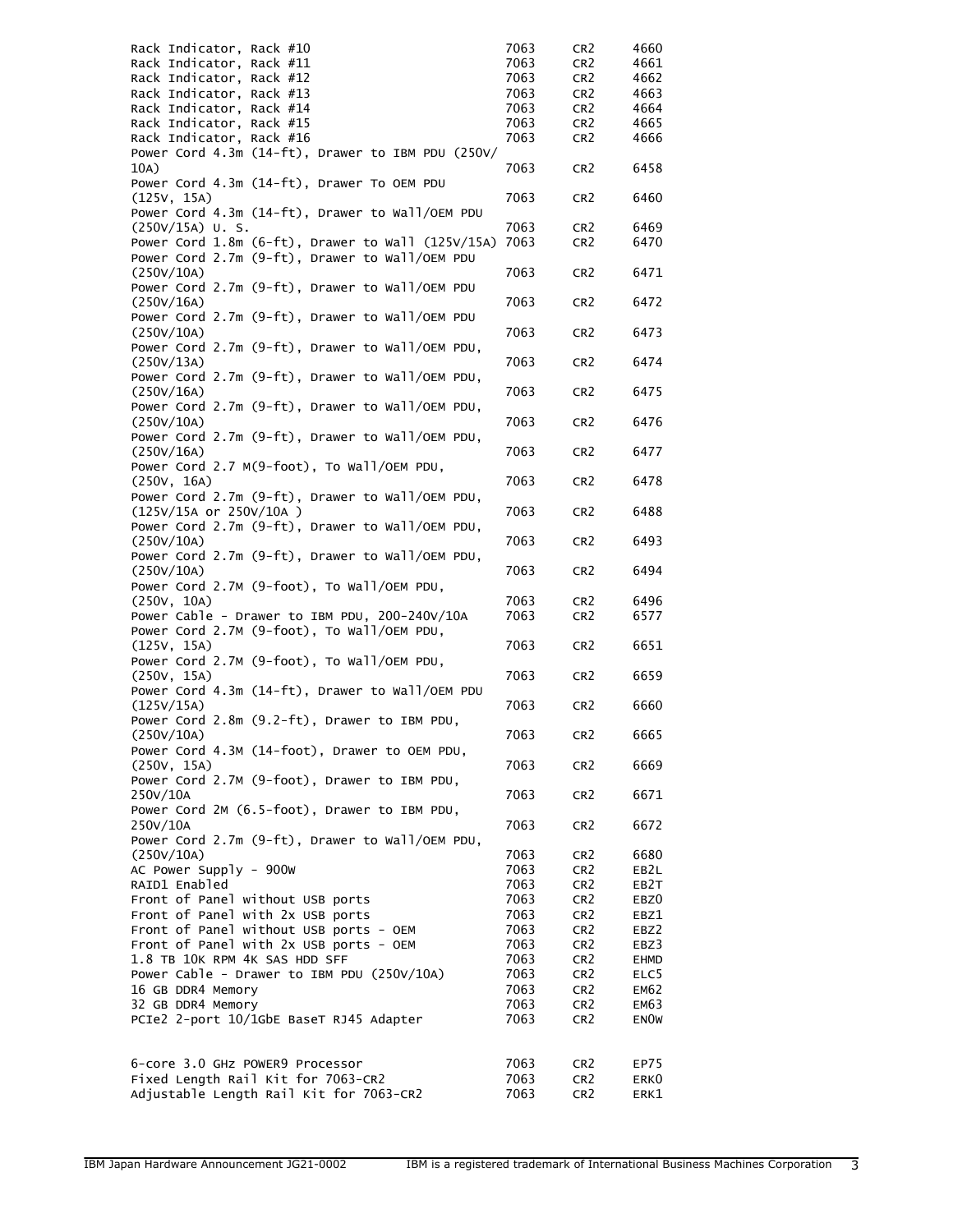| | | | |
|---|---|---|---|
| Rack Indicator, Rack #10 | 7063 | CR2 | 4660 |
| Rack Indicator, Rack #11 | 7063 | CR2 | 4661 |
| Rack Indicator, Rack #12 | 7063 | CR2 | 4662 |
| Rack Indicator, Rack #13 | 7063 | CR2 | 4663 |
| Rack Indicator, Rack #14 | 7063 | CR2 | 4664 |
| Rack Indicator, Rack #15 | 7063 | CR2 | 4665 |
| Rack Indicator, Rack #16 | 7063 | CR2 | 4666 |
| Power Cord 4.3m (14-ft), Drawer to IBM PDU (250V/10A) | 7063 | CR2 | 6458 |
| Power Cord 4.3m (14-ft), Drawer To OEM PDU (125V, 15A) | 7063 | CR2 | 6460 |
| Power Cord 4.3m (14-ft), Drawer to Wall/OEM PDU (250V/15A) U. S. | 7063 | CR2 | 6469 |
| Power Cord 1.8m (6-ft), Drawer to Wall (125V/15A) | 7063 | CR2 | 6470 |
| Power Cord 2.7m (9-ft), Drawer to Wall/OEM PDU (250V/10A) | 7063 | CR2 | 6471 |
| Power Cord 2.7m (9-ft), Drawer to Wall/OEM PDU (250V/16A) | 7063 | CR2 | 6472 |
| Power Cord 2.7m (9-ft), Drawer to Wall/OEM PDU (250V/10A) | 7063 | CR2 | 6473 |
| Power Cord 2.7m (9-ft), Drawer to Wall/OEM PDU, (250V/13A) | 7063 | CR2 | 6474 |
| Power Cord 2.7m (9-ft), Drawer to Wall/OEM PDU, (250V/16A) | 7063 | CR2 | 6475 |
| Power Cord 2.7m (9-ft), Drawer to Wall/OEM PDU, (250V/10A) | 7063 | CR2 | 6476 |
| Power Cord 2.7m (9-ft), Drawer to Wall/OEM PDU, (250V/16A) | 7063 | CR2 | 6477 |
| Power Cord 2.7 M(9-foot), To Wall/OEM PDU, (250V, 16A) | 7063 | CR2 | 6478 |
| Power Cord 2.7m (9-ft), Drawer to Wall/OEM PDU, (125V/15A or 250V/10A ) | 7063 | CR2 | 6488 |
| Power Cord 2.7m (9-ft), Drawer to Wall/OEM PDU, (250V/10A) | 7063 | CR2 | 6493 |
| Power Cord 2.7m (9-ft), Drawer to Wall/OEM PDU, (250V/10A) | 7063 | CR2 | 6494 |
| Power Cord 2.7M (9-foot), To Wall/OEM PDU, (250V, 10A) | 7063 | CR2 | 6496 |
| Power Cable - Drawer to IBM PDU, 200-240V/10A | 7063 | CR2 | 6577 |
| Power Cord 2.7M (9-foot), To Wall/OEM PDU, (125V, 15A) | 7063 | CR2 | 6651 |
| Power Cord 2.7M (9-foot), To Wall/OEM PDU, (250V, 15A) | 7063 | CR2 | 6659 |
| Power Cord 4.3m (14-ft), Drawer to Wall/OEM PDU (125V/15A) | 7063 | CR2 | 6660 |
| Power Cord 2.8m (9.2-ft), Drawer to IBM PDU, (250V/10A) | 7063 | CR2 | 6665 |
| Power Cord 4.3M (14-foot), Drawer to OEM PDU, (250V, 15A) | 7063 | CR2 | 6669 |
| Power Cord 2.7M (9-foot), Drawer to IBM PDU, 250V/10A | 7063 | CR2 | 6671 |
| Power Cord 2M (6.5-foot), Drawer to IBM PDU, 250V/10A | 7063 | CR2 | 6672 |
| Power Cord 2.7m (9-ft), Drawer to Wall/OEM PDU, (250V/10A) | 7063 | CR2 | 6680 |
| AC Power Supply - 900W | 7063 | CR2 | EB2L |
| RAID1 Enabled | 7063 | CR2 | EB2T |
| Front of Panel without USB ports | 7063 | CR2 | EBZ0 |
| Front of Panel with 2x USB ports | 7063 | CR2 | EBZ1 |
| Front of Panel without USB ports - OEM | 7063 | CR2 | EBZ2 |
| Front of Panel with 2x USB ports - OEM | 7063 | CR2 | EBZ3 |
| 1.8 TB 10K RPM 4K SAS HDD SFF | 7063 | CR2 | EHMD |
| Power Cable - Drawer to IBM PDU (250V/10A) | 7063 | CR2 | ELC5 |
| 16 GB DDR4 Memory | 7063 | CR2 | EM62 |
| 32 GB DDR4 Memory | 7063 | CR2 | EM63 |
| PCIe2 2-port 10/1GbE BaseT RJ45 Adapter | 7063 | CR2 | EN0W |
| 6-core 3.0 GHz POWER9 Processor | 7063 | CR2 | EP75 |
| Fixed Length Rail Kit for 7063-CR2 | 7063 | CR2 | ERK0 |
| Adjustable Length Rail Kit for 7063-CR2 | 7063 | CR2 | ERK1 |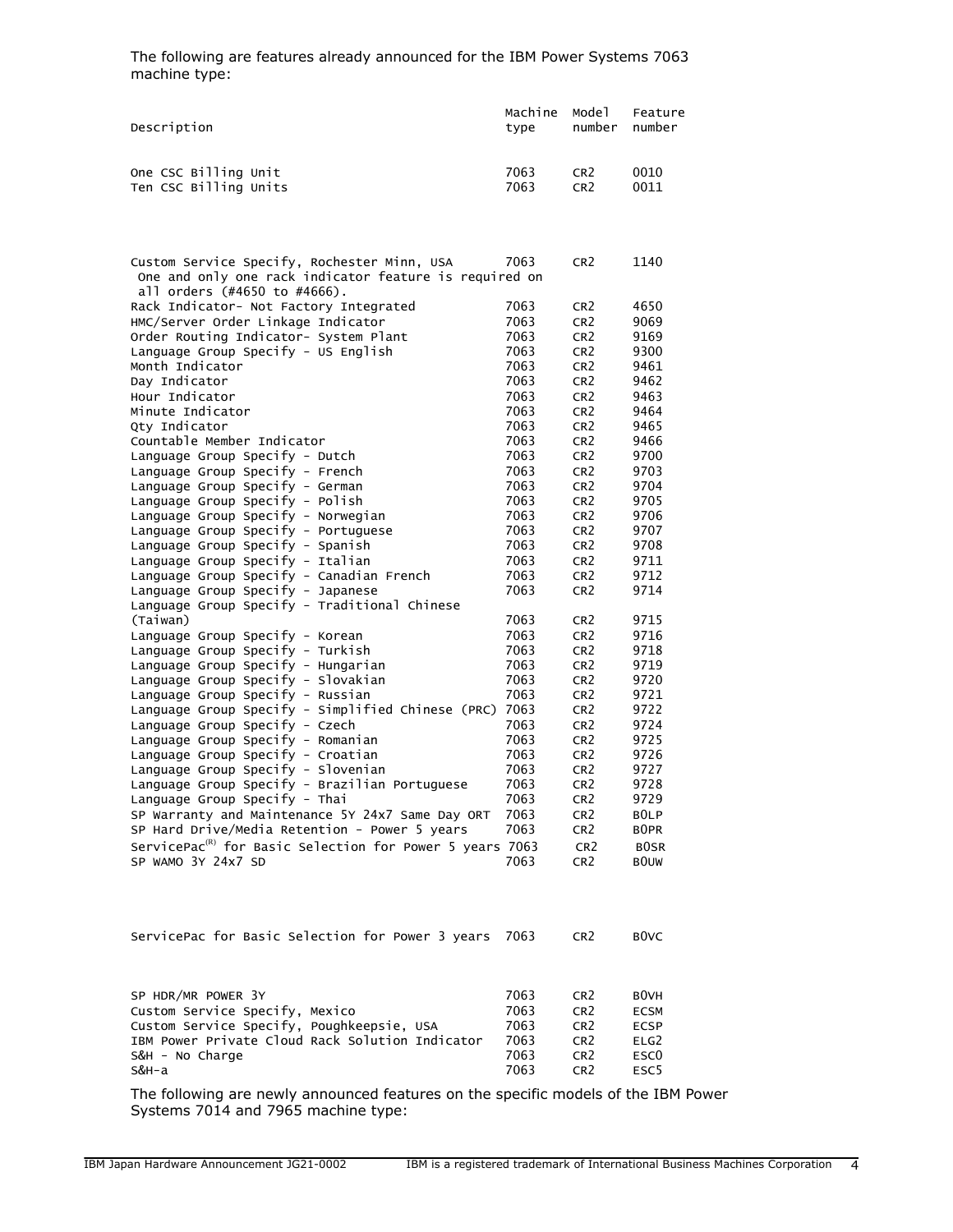The following are features already announced for the IBM Power Systems 7063 machine type:

| Description | Machine type | Model number | Feature number |
|---|---|---|---|
| One CSC Billing Unit | 7063 | CR2 | 0010 |
| Ten CSC Billing Units | 7063 | CR2 | 0011 |
| Custom Service Specify, Rochester Minn, USA | 7063 | CR2 | 1140 |
| One and only one rack indicator feature is required on all orders (#4650 to #4666). | | | |
| Rack Indicator- Not Factory Integrated | 7063 | CR2 | 4650 |
| HMC/Server Order Linkage Indicator | 7063 | CR2 | 9069 |
| Order Routing Indicator- System Plant | 7063 | CR2 | 9169 |
| Language Group Specify - US English | 7063 | CR2 | 9300 |
| Month Indicator | 7063 | CR2 | 9461 |
| Day Indicator | 7063 | CR2 | 9462 |
| Hour Indicator | 7063 | CR2 | 9463 |
| Minute Indicator | 7063 | CR2 | 9464 |
| Qty Indicator | 7063 | CR2 | 9465 |
| Countable Member Indicator | 7063 | CR2 | 9466 |
| Language Group Specify - Dutch | 7063 | CR2 | 9700 |
| Language Group Specify - French | 7063 | CR2 | 9703 |
| Language Group Specify - German | 7063 | CR2 | 9704 |
| Language Group Specify - Polish | 7063 | CR2 | 9705 |
| Language Group Specify - Norwegian | 7063 | CR2 | 9706 |
| Language Group Specify - Portuguese | 7063 | CR2 | 9707 |
| Language Group Specify - Spanish | 7063 | CR2 | 9708 |
| Language Group Specify - Italian | 7063 | CR2 | 9711 |
| Language Group Specify - Canadian French | 7063 | CR2 | 9712 |
| Language Group Specify - Japanese | 7063 | CR2 | 9714 |
| Language Group Specify - Traditional Chinese (Taiwan) | 7063 | CR2 | 9715 |
| Language Group Specify - Korean | 7063 | CR2 | 9716 |
| Language Group Specify - Turkish | 7063 | CR2 | 9718 |
| Language Group Specify - Hungarian | 7063 | CR2 | 9719 |
| Language Group Specify - Slovakian | 7063 | CR2 | 9720 |
| Language Group Specify - Russian | 7063 | CR2 | 9721 |
| Language Group Specify - Simplified Chinese (PRC) | 7063 | CR2 | 9722 |
| Language Group Specify - Czech | 7063 | CR2 | 9724 |
| Language Group Specify - Romanian | 7063 | CR2 | 9725 |
| Language Group Specify - Croatian | 7063 | CR2 | 9726 |
| Language Group Specify - Slovenian | 7063 | CR2 | 9727 |
| Language Group Specify - Brazilian Portuguese | 7063 | CR2 | 9728 |
| Language Group Specify - Thai | 7063 | CR2 | 9729 |
| SP Warranty and Maintenance 5Y 24x7 Same Day ORT | 7063 | CR2 | B0LP |
| SP Hard Drive/Media Retention - Power 5 years | 7063 | CR2 | B0PR |
| ServicePac(R) for Basic Selection for Power 5 years | 7063 | CR2 | B0SR |
| SP WAMO 3Y 24x7 SD | 7063 | CR2 | B0UW |
| ServicePac for Basic Selection for Power 3 years | 7063 | CR2 | B0VC |
| SP HDR/MR POWER 3Y | 7063 | CR2 | B0VH |
| Custom Service Specify, Mexico | 7063 | CR2 | ECSM |
| Custom Service Specify, Poughkeepsie, USA | 7063 | CR2 | ECSP |
| IBM Power Private Cloud Rack Solution Indicator | 7063 | CR2 | ELG2 |
| S&H - No Charge | 7063 | CR2 | ESC0 |
| S&H-a | 7063 | CR2 | ESC5 |

The following are newly announced features on the specific models of the IBM Power Systems 7014 and 7965 machine type: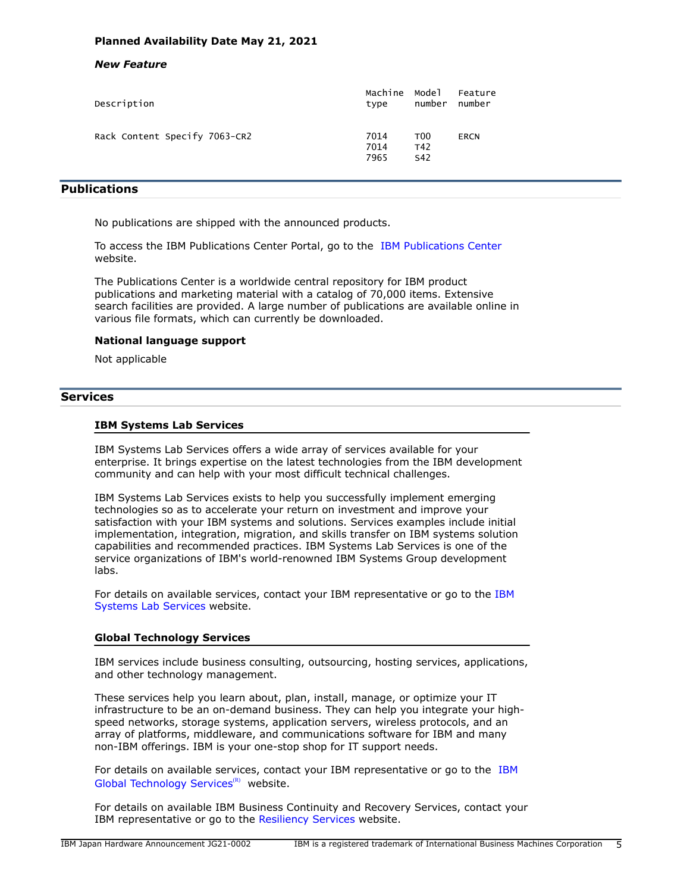**Planned Availability Date May 21, 2021**

***New Feature***

| Description | Machine type | Model number | Feature number |
| --- | --- | --- | --- |
| Rack Content Specify 7063-CR2 | 7014 | T00 | ERCN |
| | 7014 | T42 | |
| | 7965 | S42 | |

## Publications

No publications are shipped with the announced products.

To access the IBM Publications Center Portal, go to the IBM Publications Center website.

The Publications Center is a worldwide central repository for IBM product publications and marketing material with a catalog of 70,000 items. Extensive search facilities are provided. A large number of publications are available online in various file formats, which can currently be downloaded.

**National language support**

Not applicable

## Services

### IBM Systems Lab Services

IBM Systems Lab Services offers a wide array of services available for your enterprise. It brings expertise on the latest technologies from the IBM development community and can help with your most difficult technical challenges.

IBM Systems Lab Services exists to help you successfully implement emerging technologies so as to accelerate your return on investment and improve your satisfaction with your IBM systems and solutions. Services examples include initial implementation, integration, migration, and skills transfer on IBM systems solution capabilities and recommended practices. IBM Systems Lab Services is one of the service organizations of IBM's world-renowned IBM Systems Group development labs.

For details on available services, contact your IBM representative or go to the IBM Systems Lab Services website.

### Global Technology Services

IBM services include business consulting, outsourcing, hosting services, applications, and other technology management.

These services help you learn about, plan, install, manage, or optimize your IT infrastructure to be an on-demand business. They can help you integrate your high-speed networks, storage systems, application servers, wireless protocols, and an array of platforms, middleware, and communications software for IBM and many non-IBM offerings. IBM is your one-stop shop for IT support needs.

For details on available services, contact your IBM representative or go to the IBM Global Technology Services(R) website.

For details on available IBM Business Continuity and Recovery Services, contact your IBM representative or go to the Resiliency Services website.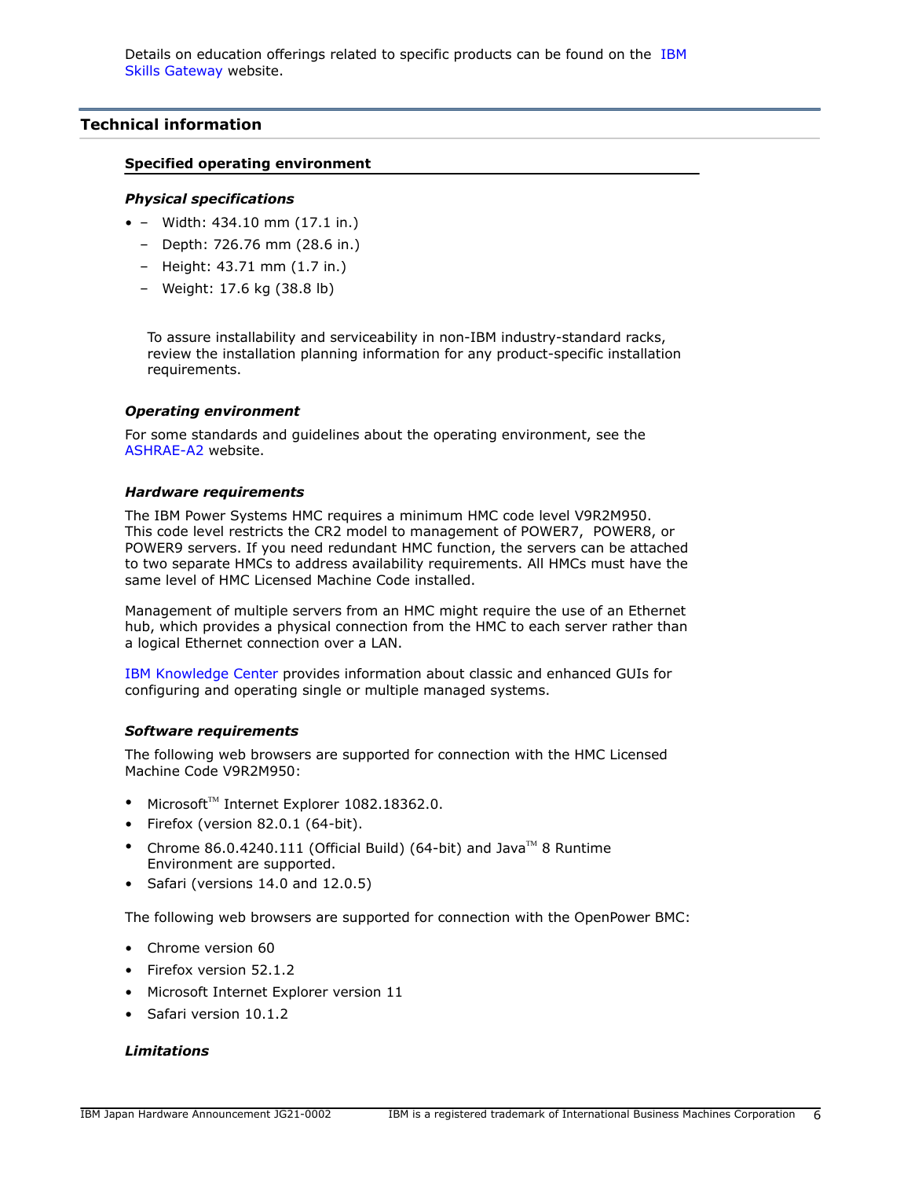Details on education offerings related to specific products can be found on the IBM Skills Gateway website.

## Technical information

### Specified operating environment

#### *Physical specifications*

- – Width: 434.10 mm (17.1 in.)
  - Depth: 726.76 mm (28.6 in.)
  - Height: 43.71 mm (1.7 in.)
  - Weight: 17.6 kg (38.8 lb)

  To assure installability and serviceability in non-IBM industry-standard racks, review the installation planning information for any product-specific installation requirements.

#### *Operating environment*

For some standards and guidelines about the operating environment, see the ASHRAE-A2 website.

#### *Hardware requirements*

The IBM Power Systems HMC requires a minimum HMC code level V9R2M950. This code level restricts the CR2 model to management of POWER7, POWER8, or POWER9 servers. If you need redundant HMC function, the servers can be attached to two separate HMCs to address availability requirements. All HMCs must have the same level of HMC Licensed Machine Code installed.

Management of multiple servers from an HMC might require the use of an Ethernet hub, which provides a physical connection from the HMC to each server rather than a logical Ethernet connection over a LAN.

IBM Knowledge Center provides information about classic and enhanced GUIs for configuring and operating single or multiple managed systems.

#### *Software requirements*

The following web browsers are supported for connection with the HMC Licensed Machine Code V9R2M950:

- Microsoft™ Internet Explorer 1082.18362.0.
- Firefox (version 82.0.1 (64-bit).
- Chrome 86.0.4240.111 (Official Build) (64-bit) and Java™ 8 Runtime Environment are supported.
- Safari (versions 14.0 and 12.0.5)

The following web browsers are supported for connection with the OpenPower BMC:

- Chrome version 60
- Firefox version 52.1.2
- Microsoft Internet Explorer version 11
- Safari version 10.1.2

#### *Limitations*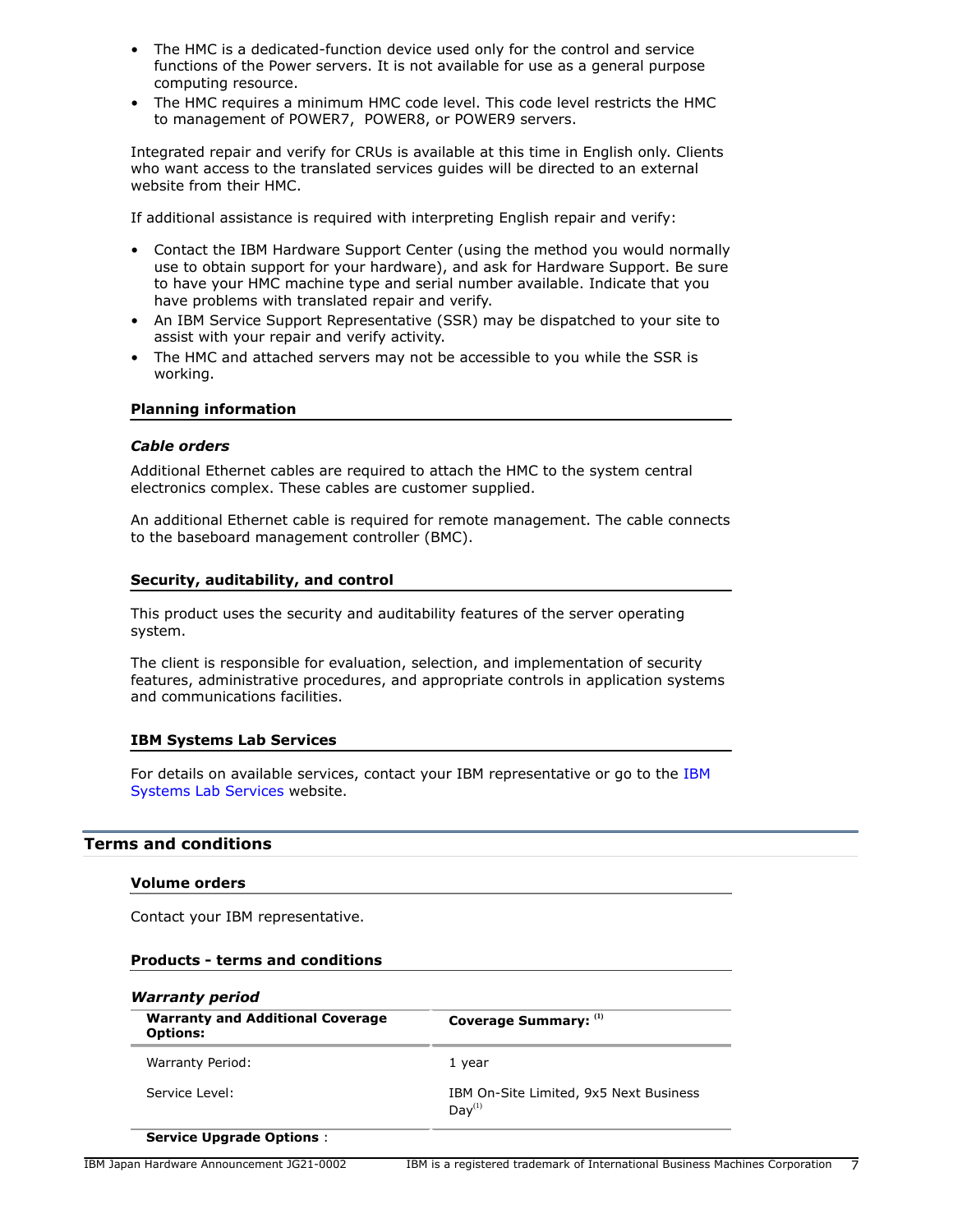- The HMC is a dedicated-function device used only for the control and service functions of the Power servers. It is not available for use as a general purpose computing resource.
- The HMC requires a minimum HMC code level. This code level restricts the HMC to management of POWER7, POWER8, or POWER9 servers.

Integrated repair and verify for CRUs is available at this time in English only. Clients who want access to the translated services guides will be directed to an external website from their HMC.

If additional assistance is required with interpreting English repair and verify:

- Contact the IBM Hardware Support Center (using the method you would normally use to obtain support for your hardware), and ask for Hardware Support. Be sure to have your HMC machine type and serial number available. Indicate that you have problems with translated repair and verify.
- An IBM Service Support Representative (SSR) may be dispatched to your site to assist with your repair and verify activity.
- The HMC and attached servers may not be accessible to you while the SSR is working.

### Planning information

#### *Cable orders*

Additional Ethernet cables are required to attach the HMC to the system central electronics complex. These cables are customer supplied.

An additional Ethernet cable is required for remote management. The cable connects to the baseboard management controller (BMC).

### Security, auditability, and control

This product uses the security and auditability features of the server operating system.

The client is responsible for evaluation, selection, and implementation of security features, administrative procedures, and appropriate controls in application systems and communications facilities.

### IBM Systems Lab Services

For details on available services, contact your IBM representative or go to the IBM Systems Lab Services website.

## Terms and conditions

### Volume orders

Contact your IBM representative.

### Products - terms and conditions

#### *Warranty period*

| Warranty and Additional Coverage Options: | Coverage Summary: (1) |
|---|---|
| Warranty Period: | 1 year |
| Service Level: | IBM On-Site Limited, 9x5 Next Business Day(1) |
| **Service Upgrade Options** : | |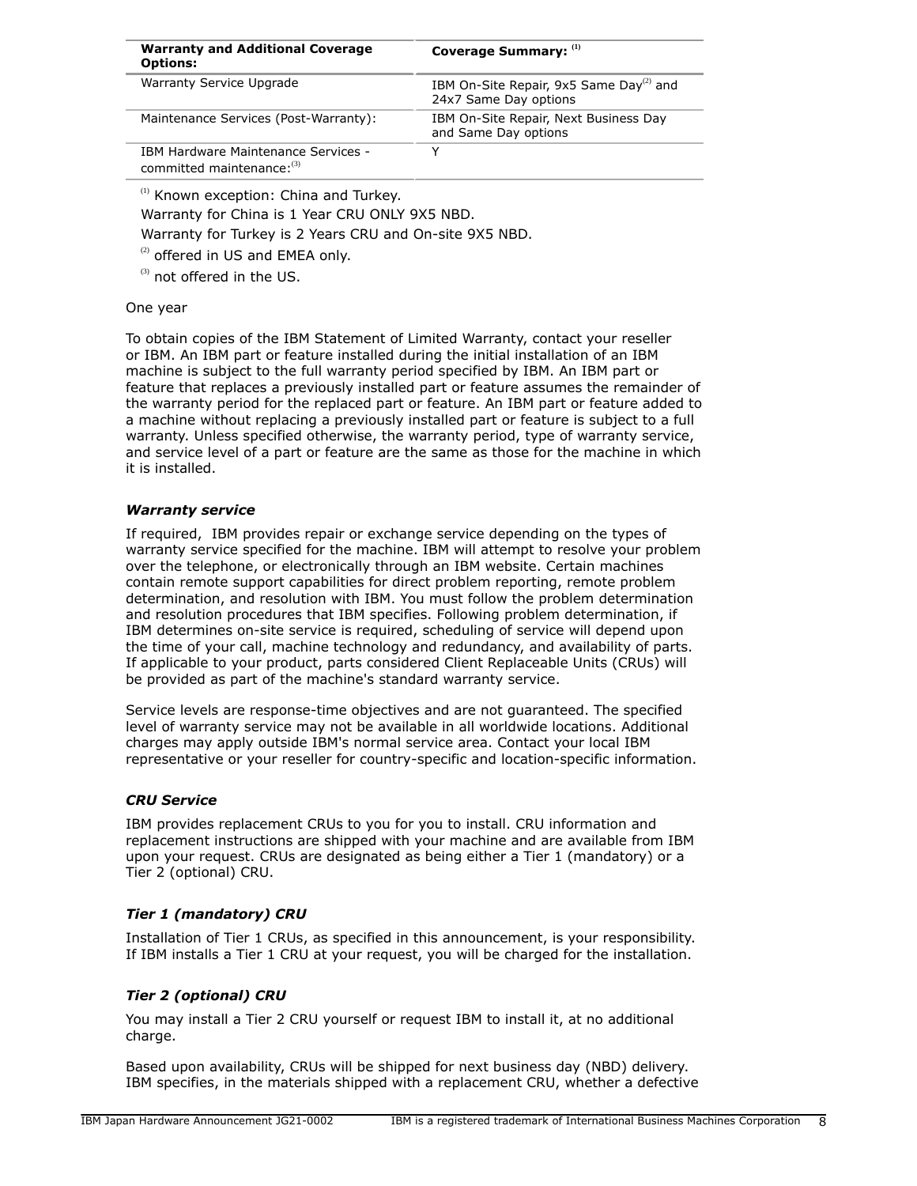| **Warranty and Additional Coverage Options:** | **Coverage Summary:** [1] |
| --- | --- |
| Warranty Service Upgrade | IBM On-Site Repair, 9x5 Same Day[2] and 24x7 Same Day options |
| Maintenance Services (Post-Warranty): | IBM On-Site Repair, Next Business Day and Same Day options |
| IBM Hardware Maintenance Services - committed maintenance:[3] | Y |

[1] Known exception: China and Turkey.

Warranty for China is 1 Year CRU ONLY 9X5 NBD.

Warranty for Turkey is 2 Years CRU and On-site 9X5 NBD.

[2] offered in US and EMEA only.

[3] not offered in the US.

One year

To obtain copies of the IBM Statement of Limited Warranty, contact your reseller or IBM. An IBM part or feature installed during the initial installation of an IBM machine is subject to the full warranty period specified by IBM. An IBM part or feature that replaces a previously installed part or feature assumes the remainder of the warranty period for the replaced part or feature. An IBM part or feature added to a machine without replacing a previously installed part or feature is subject to a full warranty. Unless specified otherwise, the warranty period, type of warranty service, and service level of a part or feature are the same as those for the machine in which it is installed.

### *Warranty service*

If required, IBM provides repair or exchange service depending on the types of warranty service specified for the machine. IBM will attempt to resolve your problem over the telephone, or electronically through an IBM website. Certain machines contain remote support capabilities for direct problem reporting, remote problem determination, and resolution with IBM. You must follow the problem determination and resolution procedures that IBM specifies. Following problem determination, if IBM determines on-site service is required, scheduling of service will depend upon the time of your call, machine technology and redundancy, and availability of parts. If applicable to your product, parts considered Client Replaceable Units (CRUs) will be provided as part of the machine's standard warranty service.

Service levels are response-time objectives and are not guaranteed. The specified level of warranty service may not be available in all worldwide locations. Additional charges may apply outside IBM's normal service area. Contact your local IBM representative or your reseller for country-specific and location-specific information.

### *CRU Service*

IBM provides replacement CRUs to you for you to install. CRU information and replacement instructions are shipped with your machine and are available from IBM upon your request. CRUs are designated as being either a Tier 1 (mandatory) or a Tier 2 (optional) CRU.

### *Tier 1 (mandatory) CRU*

Installation of Tier 1 CRUs, as specified in this announcement, is your responsibility. If IBM installs a Tier 1 CRU at your request, you will be charged for the installation.

### *Tier 2 (optional) CRU*

You may install a Tier 2 CRU yourself or request IBM to install it, at no additional charge.

Based upon availability, CRUs will be shipped for next business day (NBD) delivery. IBM specifies, in the materials shipped with a replacement CRU, whether a defective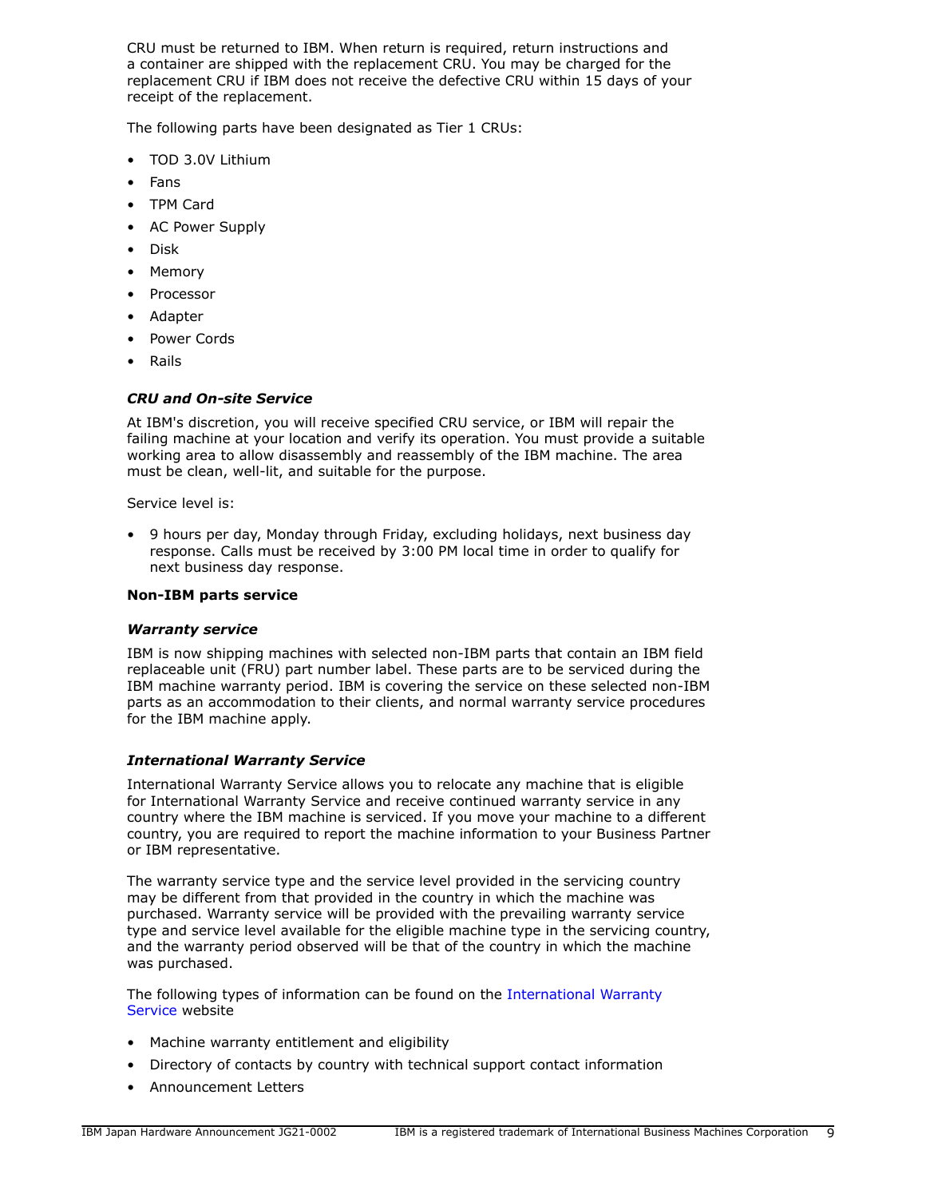CRU must be returned to IBM. When return is required, return instructions and a container are shipped with the replacement CRU. You may be charged for the replacement CRU if IBM does not receive the defective CRU within 15 days of your receipt of the replacement.

The following parts have been designated as Tier 1 CRUs:

- TOD 3.0V Lithium
- Fans
- TPM Card
- AC Power Supply
- Disk
- Memory
- Processor
- Adapter
- Power Cords
- Rails

### *CRU and On-site Service*

At IBM's discretion, you will receive specified CRU service, or IBM will repair the failing machine at your location and verify its operation. You must provide a suitable working area to allow disassembly and reassembly of the IBM machine. The area must be clean, well-lit, and suitable for the purpose.

Service level is:

- 9 hours per day, Monday through Friday, excluding holidays, next business day response. Calls must be received by 3:00 PM local time in order to qualify for next business day response.

### **Non-IBM parts service**

### *Warranty service*

IBM is now shipping machines with selected non-IBM parts that contain an IBM field replaceable unit (FRU) part number label. These parts are to be serviced during the IBM machine warranty period. IBM is covering the service on these selected non-IBM parts as an accommodation to their clients, and normal warranty service procedures for the IBM machine apply.

### *International Warranty Service*

International Warranty Service allows you to relocate any machine that is eligible for International Warranty Service and receive continued warranty service in any country where the IBM machine is serviced. If you move your machine to a different country, you are required to report the machine information to your Business Partner or IBM representative.

The warranty service type and the service level provided in the servicing country may be different from that provided in the country in which the machine was purchased. Warranty service will be provided with the prevailing warranty service type and service level available for the eligible machine type in the servicing country, and the warranty period observed will be that of the country in which the machine was purchased.

The following types of information can be found on the International Warranty Service website

- Machine warranty entitlement and eligibility
- Directory of contacts by country with technical support contact information
- Announcement Letters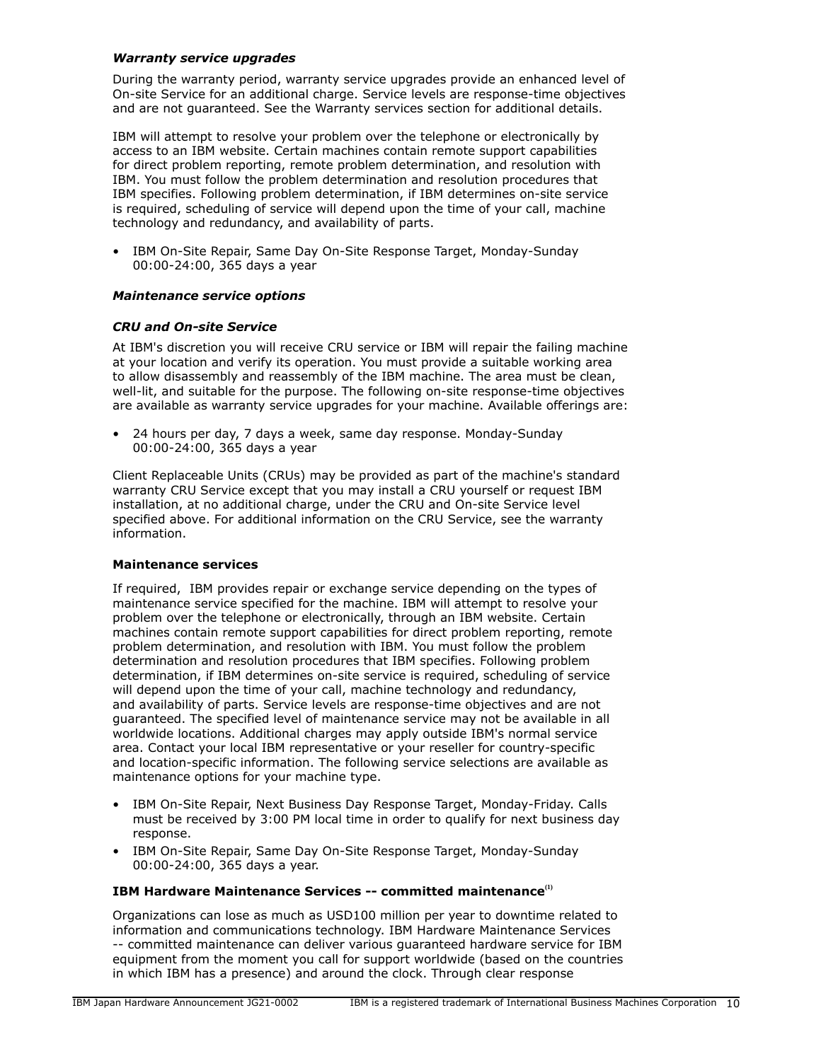### *Warranty service upgrades*

During the warranty period, warranty service upgrades provide an enhanced level of On-site Service for an additional charge. Service levels are response-time objectives and are not guaranteed. See the Warranty services section for additional details.

IBM will attempt to resolve your problem over the telephone or electronically by access to an IBM website. Certain machines contain remote support capabilities for direct problem reporting, remote problem determination, and resolution with IBM. You must follow the problem determination and resolution procedures that IBM specifies. Following problem determination, if IBM determines on-site service is required, scheduling of service will depend upon the time of your call, machine technology and redundancy, and availability of parts.

- IBM On-Site Repair, Same Day On-Site Response Target, Monday-Sunday 00:00-24:00, 365 days a year

### *Maintenance service options*

### *CRU and On-site Service*

At IBM's discretion you will receive CRU service or IBM will repair the failing machine at your location and verify its operation. You must provide a suitable working area to allow disassembly and reassembly of the IBM machine. The area must be clean, well-lit, and suitable for the purpose. The following on-site response-time objectives are available as warranty service upgrades for your machine. Available offerings are:

- 24 hours per day, 7 days a week, same day response. Monday-Sunday 00:00-24:00, 365 days a year

Client Replaceable Units (CRUs) may be provided as part of the machine's standard warranty CRU Service except that you may install a CRU yourself or request IBM installation, at no additional charge, under the CRU and On-site Service level specified above. For additional information on the CRU Service, see the warranty information.

### **Maintenance services**

If required, IBM provides repair or exchange service depending on the types of maintenance service specified for the machine. IBM will attempt to resolve your problem over the telephone or electronically, through an IBM website. Certain machines contain remote support capabilities for direct problem reporting, remote problem determination, and resolution with IBM. You must follow the problem determination and resolution procedures that IBM specifies. Following problem determination, if IBM determines on-site service is required, scheduling of service will depend upon the time of your call, machine technology and redundancy, and availability of parts. Service levels are response-time objectives and are not guaranteed. The specified level of maintenance service may not be available in all worldwide locations. Additional charges may apply outside IBM's normal service area. Contact your local IBM representative or your reseller for country-specific and location-specific information. The following service selections are available as maintenance options for your machine type.

- IBM On-Site Repair, Next Business Day Response Target, Monday-Friday. Calls must be received by 3:00 PM local time in order to qualify for next business day response.
- IBM On-Site Repair, Same Day On-Site Response Target, Monday-Sunday 00:00-24:00, 365 days a year.

### **IBM Hardware Maintenance Services -- committed maintenance**[1]

Organizations can lose as much as USD100 million per year to downtime related to information and communications technology. IBM Hardware Maintenance Services -- committed maintenance can deliver various guaranteed hardware service for IBM equipment from the moment you call for support worldwide (based on the countries in which IBM has a presence) and around the clock. Through clear response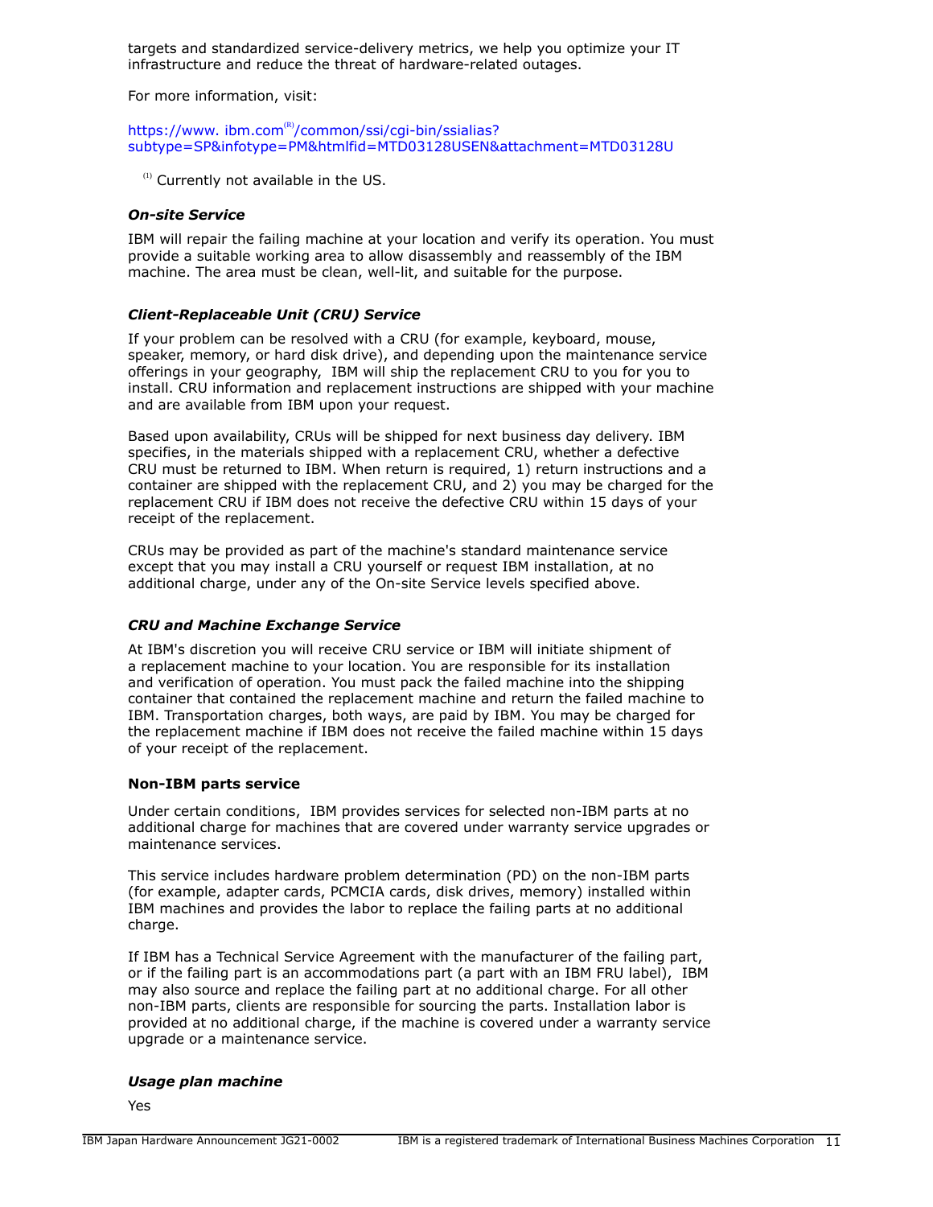targets and standardized service-delivery metrics, we help you optimize your IT infrastructure and reduce the threat of hardware-related outages.

For more information, visit:

https://www. ibm.com(R)/common/ssi/cgi-bin/ssialias?subtype=SP&infotype=PM&htmlfid=MTD03128USEN&attachment=MTD03128U

(1) Currently not available in the US.

### *On-site Service*

IBM will repair the failing machine at your location and verify its operation. You must provide a suitable working area to allow disassembly and reassembly of the IBM machine. The area must be clean, well-lit, and suitable for the purpose.

### *Client-Replaceable Unit (CRU) Service*

If your problem can be resolved with a CRU (for example, keyboard, mouse, speaker, memory, or hard disk drive), and depending upon the maintenance service offerings in your geography, IBM will ship the replacement CRU to you for you to install. CRU information and replacement instructions are shipped with your machine and are available from IBM upon your request.

Based upon availability, CRUs will be shipped for next business day delivery. IBM specifies, in the materials shipped with a replacement CRU, whether a defective CRU must be returned to IBM. When return is required, 1) return instructions and a container are shipped with the replacement CRU, and 2) you may be charged for the replacement CRU if IBM does not receive the defective CRU within 15 days of your receipt of the replacement.

CRUs may be provided as part of the machine's standard maintenance service except that you may install a CRU yourself or request IBM installation, at no additional charge, under any of the On-site Service levels specified above.

### *CRU and Machine Exchange Service*

At IBM's discretion you will receive CRU service or IBM will initiate shipment of a replacement machine to your location. You are responsible for its installation and verification of operation. You must pack the failed machine into the shipping container that contained the replacement machine and return the failed machine to IBM. Transportation charges, both ways, are paid by IBM. You may be charged for the replacement machine if IBM does not receive the failed machine within 15 days of your receipt of the replacement.

### **Non-IBM parts service**

Under certain conditions, IBM provides services for selected non-IBM parts at no additional charge for machines that are covered under warranty service upgrades or maintenance services.

This service includes hardware problem determination (PD) on the non-IBM parts (for example, adapter cards, PCMCIA cards, disk drives, memory) installed within IBM machines and provides the labor to replace the failing parts at no additional charge.

If IBM has a Technical Service Agreement with the manufacturer of the failing part, or if the failing part is an accommodations part (a part with an IBM FRU label), IBM may also source and replace the failing part at no additional charge. For all other non-IBM parts, clients are responsible for sourcing the parts. Installation labor is provided at no additional charge, if the machine is covered under a warranty service upgrade or a maintenance service.

### *Usage plan machine*

Yes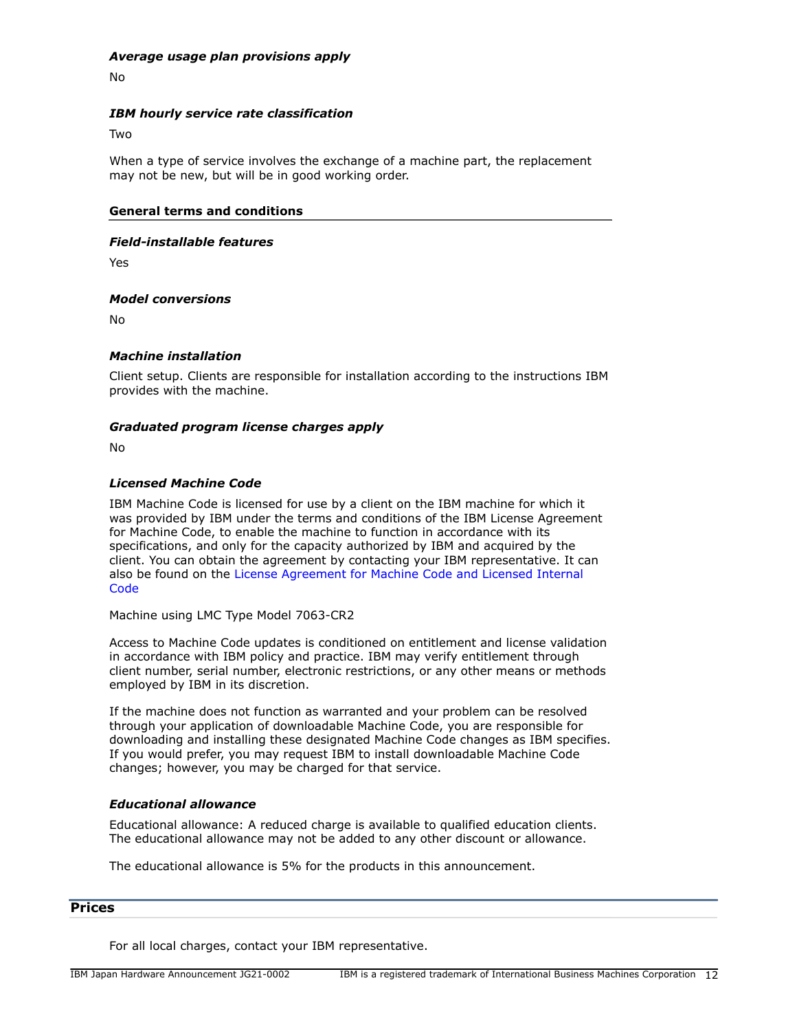### *Average usage plan provisions apply*

No

### *IBM hourly service rate classification*

Two

When a type of service involves the exchange of a machine part, the replacement may not be new, but will be in good working order.

### General terms and conditions

### *Field-installable features*

Yes

### *Model conversions*

No

### *Machine installation*

Client setup. Clients are responsible for installation according to the instructions IBM provides with the machine.

### *Graduated program license charges apply*

No

### *Licensed Machine Code*

IBM Machine Code is licensed for use by a client on the IBM machine for which it was provided by IBM under the terms and conditions of the IBM License Agreement for Machine Code, to enable the machine to function in accordance with its specifications, and only for the capacity authorized by IBM and acquired by the client. You can obtain the agreement by contacting your IBM representative. It can also be found on the License Agreement for Machine Code and Licensed Internal Code

Machine using LMC Type Model 7063-CR2

Access to Machine Code updates is conditioned on entitlement and license validation in accordance with IBM policy and practice. IBM may verify entitlement through client number, serial number, electronic restrictions, or any other means or methods employed by IBM in its discretion.

If the machine does not function as warranted and your problem can be resolved through your application of downloadable Machine Code, you are responsible for downloading and installing these designated Machine Code changes as IBM specifies. If you would prefer, you may request IBM to install downloadable Machine Code changes; however, you may be charged for that service.

### *Educational allowance*

Educational allowance: A reduced charge is available to qualified education clients. The educational allowance may not be added to any other discount or allowance.

The educational allowance is 5% for the products in this announcement.

## Prices

For all local charges, contact your IBM representative.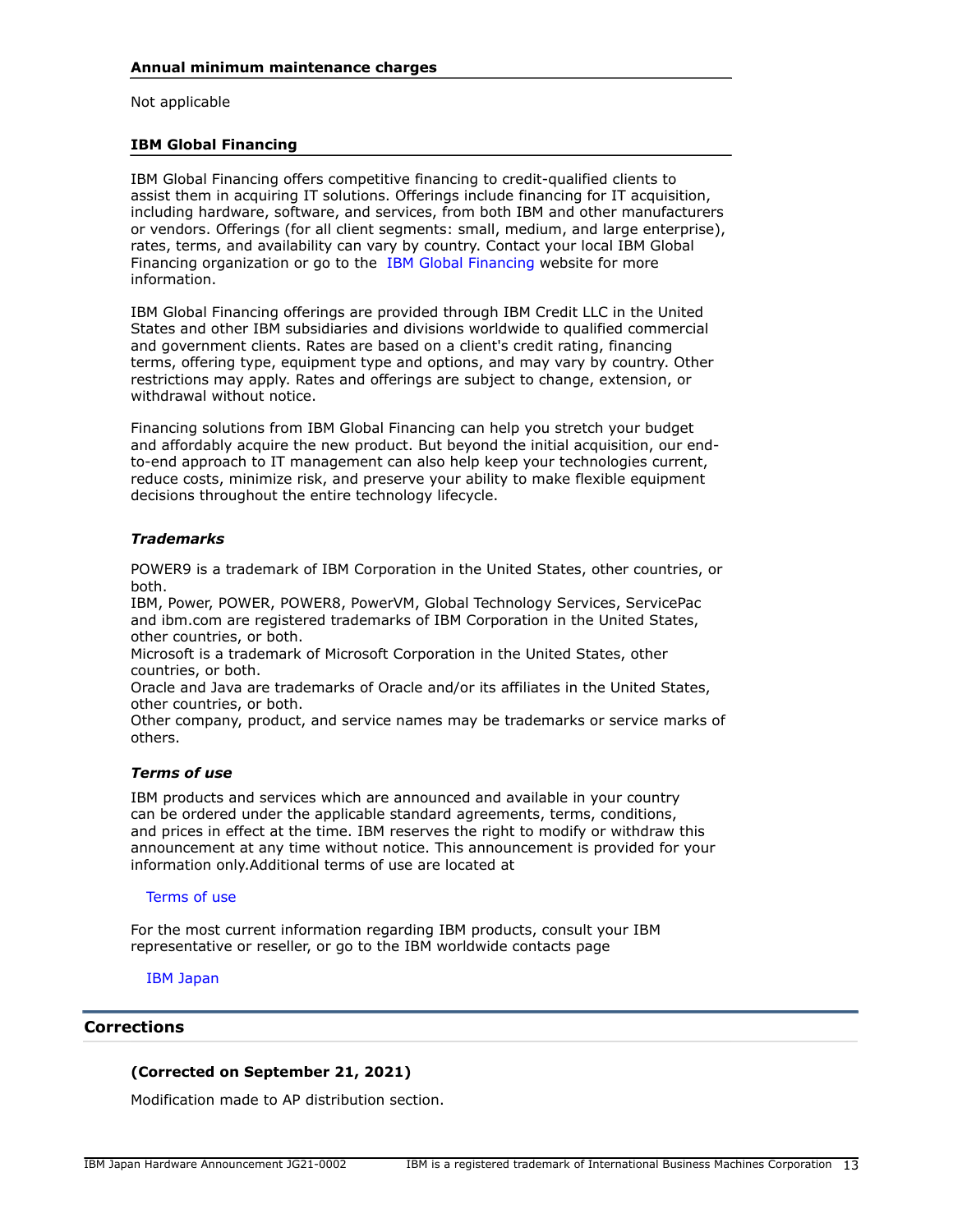### Annual minimum maintenance charges

Not applicable

### IBM Global Financing

IBM Global Financing offers competitive financing to credit-qualified clients to assist them in acquiring IT solutions. Offerings include financing for IT acquisition, including hardware, software, and services, from both IBM and other manufacturers or vendors. Offerings (for all client segments: small, medium, and large enterprise), rates, terms, and availability can vary by country. Contact your local IBM Global Financing organization or go to the IBM Global Financing website for more information.

IBM Global Financing offerings are provided through IBM Credit LLC in the United States and other IBM subsidiaries and divisions worldwide to qualified commercial and government clients. Rates are based on a client's credit rating, financing terms, offering type, equipment type and options, and may vary by country. Other restrictions may apply. Rates and offerings are subject to change, extension, or withdrawal without notice.

Financing solutions from IBM Global Financing can help you stretch your budget and affordably acquire the new product. But beyond the initial acquisition, our end-to-end approach to IT management can also help keep your technologies current, reduce costs, minimize risk, and preserve your ability to make flexible equipment decisions throughout the entire technology lifecycle.

#### *Trademarks*

POWER9 is a trademark of IBM Corporation in the United States, other countries, or both.
IBM, Power, POWER, POWER8, PowerVM, Global Technology Services, ServicePac and ibm.com are registered trademarks of IBM Corporation in the United States, other countries, or both.
Microsoft is a trademark of Microsoft Corporation in the United States, other countries, or both.
Oracle and Java are trademarks of Oracle and/or its affiliates in the United States, other countries, or both.
Other company, product, and service names may be trademarks or service marks of others.

#### *Terms of use*

IBM products and services which are announced and available in your country can be ordered under the applicable standard agreements, terms, conditions, and prices in effect at the time. IBM reserves the right to modify or withdraw this announcement at any time without notice. This announcement is provided for your information only.Additional terms of use are located at

Terms of use

For the most current information regarding IBM products, consult your IBM representative or reseller, or go to the IBM worldwide contacts page

IBM Japan

## Corrections

### (Corrected on September 21, 2021)

Modification made to AP distribution section.